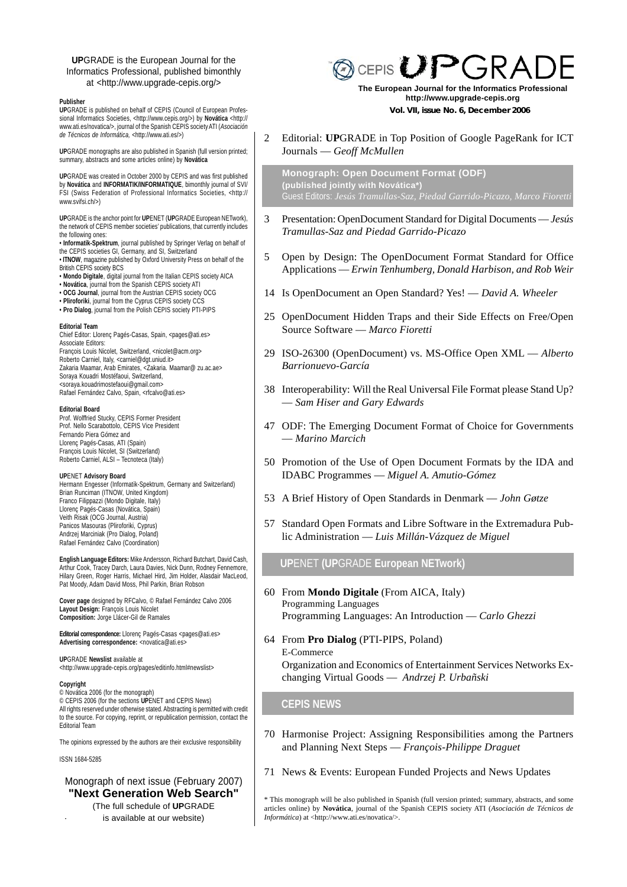**UP**GRADE is the European Journal for the Informatics Professional, published bimonthly at <http://www.upgrade-cepis.org/>

**Publisher**

**UP**GRADE is published on behalf of CEPIS (Council of European Professional Informatics Societies, <http://www.cepis.org/>) by **Novática** <http://www.ati.es/novatica/>, journal of the Spanish CEPIS society ATI (*Asociación de Técnicos de Informática*, <http://www.ati.es/>)

**UP**GRADE monographs are also published in Spanish (full version printed; summary, abstracts and some articles online) by **Novática**

**UP**GRADE was created in October 2000 by CEPIS and was first published by **Novática** and **INFORMATIK/INFORMATIQUE**, bimonthly journal of SVI/FSI (Swiss Federation of Professional Informatics Societies, <http://www.svifsi.ch/>)

**UP**GRADE is the anchor point for **UP**ENET (**UP**GRADE European NETwork), the network of CEPIS member societies' publications, that currently includes the following ones:

- **Informatik-Spektrum**, journal published by Springer Verlag on behalf of the CEPIS societies GI, Germany, and SI, Switzerland
- **ITNOW**, magazine published by Oxford University Press on behalf of the British CEPIS society BCS
- **Mondo Digitale**, digital journal from the Italian CEPIS society AICA
- **Novática**, journal from the Spanish CEPIS society ATI
- **OCG Journal**, journal from the Austrian CEPIS society OCG
- **Pliroforiki**, journal from the Cyprus CEPIS society CCS
- **Pro Dialog**, journal from the Polish CEPIS society PTI-PIPS

**Editorial Team**

Chief Editor: Llorenç Pagés-Casas, Spain, <pages@ati.es>
Associate Editors:
François Louis Nicolet, Switzerland, <nicolet@acm.org>
Roberto Carniel, Italy, <carniel@dgt.uniud.it>
Zakaria Maamar, Arab Emirates, <Zakaria. Maamar@ zu.ac.ae>
Soraya Kouadri Mostéfaoui, Switzerland, <soraya.kouadrimostefaoui@gmail.com>
Rafael Fernández Calvo, Spain, <rfcalvo@ati.es>

**Editorial Board**

Prof. Wolffried Stucky, CEPIS Former President
Prof. Nello Scarabottolo, CEPIS Vice President
Fernando Piera Gómez and
Llorenç Pagés-Casas, ATI (Spain)
François Louis Nicolet, SI (Switzerland)
Roberto Carniel, ALSI – Tecnoteca (Italy)

**UP**ENET **Advisory Board**

Hermann Engesser (Informatik-Spektrum, Germany and Switzerland)
Brian Runciman (ITNOW, United Kingdom)
Franco Filippazzi (Mondo Digitale, Italy)
Llorenç Pagés-Casas (Novática, Spain)
Veith Risak (OCG Journal, Austria)
Panicos Masouras (Pliroforiki, Cyprus)
Andrzej Marciniak (Pro Dialog, Poland)
Rafael Fernández Calvo (Coordination)

**English Language Editors:** Mike Andersson, Richard Butchart, David Cash, Arthur Cook, Tracey Darch, Laura Davies, Nick Dunn, Rodney Fennemore, Hilary Green, Roger Harris, Michael Hird, Jim Holder, Alasdair MacLeod, Pat Moody, Adam David Moss, Phil Parkin, Brian Robson

**Cover page** designed by RFCalvo, © Rafael Fernández Calvo 2006
**Layout Design:** François Louis Nicolet
**Composition:** Jorge Llácer-Gil de Ramales

**Editorial correspondence:** Llorenç Pagés-Casas <pages@ati.es>
**Advertising correspondence:** <novatica@ati.es>

**UP**GRADE **Newslist** available at <http://www.upgrade-cepis.org/pages/editinfo.html#newslist>

**Copyright**

© Novática 2006 (for the monograph)
© CEPIS 2006 (for the sections **UP**ENET and CEPIS News)
All rights reserved under otherwise stated. Abstracting is permitted with credit to the source. For copying, reprint, or republication permission, contact the Editorial Team

The opinions expressed by the authors are their exclusive responsibility

ISSN 1684-5285

Monograph of next issue (February 2007)
**"Next Generation Web Search"**
(The full schedule of **UP**GRADE is available at our website)

# CEPIS UPGRADE

**The European Journal for the Informatics Professional**
**http://www.upgrade-cepis.org**
**Vol. VII, issue No. 6, December 2006**

2 Editorial: **UP**GRADE in Top Position of Google PageRank for ICT Journals — *Geoff McMullen*

## Monograph: Open Document Format (ODF)
**(published jointly with Novática\*)**
Guest Editors: *Jesús Tramullas-Saz, Piedad Garrido-Picazo, Marco Fioretti*

3 Presentation: OpenDocument Standard for Digital Documents — *Jesús Tramullas-Saz and Piedad Garrido-Picazo*

5 Open by Design: The OpenDocument Format Standard for Office Applications — *Erwin Tenhumberg, Donald Harbison, and Rob Weir*

14 Is OpenDocument an Open Standard? Yes! — *David A. Wheeler*

25 OpenDocument Hidden Traps and their Side Effects on Free/Open Source Software — *Marco Fioretti*

29 ISO-26300 (OpenDocument) vs. MS-Office Open XML — *Alberto Barrionuevo-García*

38 Interoperability: Will the Real Universal File Format please Stand Up? — *Sam Hiser and Gary Edwards*

47 ODF: The Emerging Document Format of Choice for Governments — *Marino Marcich*

50 Promotion of the Use of Open Document Formats by the IDA and IDABC Programmes — *Miguel A. Amutio-Gómez*

53 A Brief History of Open Standards in Denmark — *John Gøtze*

57 Standard Open Formats and Libre Software in the Extremadura Public Administration — *Luis Millán-Vázquez de Miguel*

## UPENET (UPGRADE European NETwork)

60 From **Mondo Digitale** (From AICA, Italy)
Programming Languages
Programming Languages: An Introduction — *Carlo Ghezzi*

64 From **Pro Dialog** (PTI-PIPS, Poland)
E-Commerce
Organization and Economics of Entertainment Services Networks Exchanging Virtual Goods — *Andrzej P. Urbañski*

## CEPIS NEWS

70 Harmonise Project: Assigning Responsibilities among the Partners and Planning Next Steps — *François-Philippe Draguet*

71 News & Events: European Funded Projects and News Updates

\* This monograph will be also published in Spanish (full version printed; summary, abstracts, and some articles online) by **Novática**, journal of the Spanish CEPIS society ATI (*Asociación de Técnicos de Informática*) at <http://www.ati.es/novatica/>.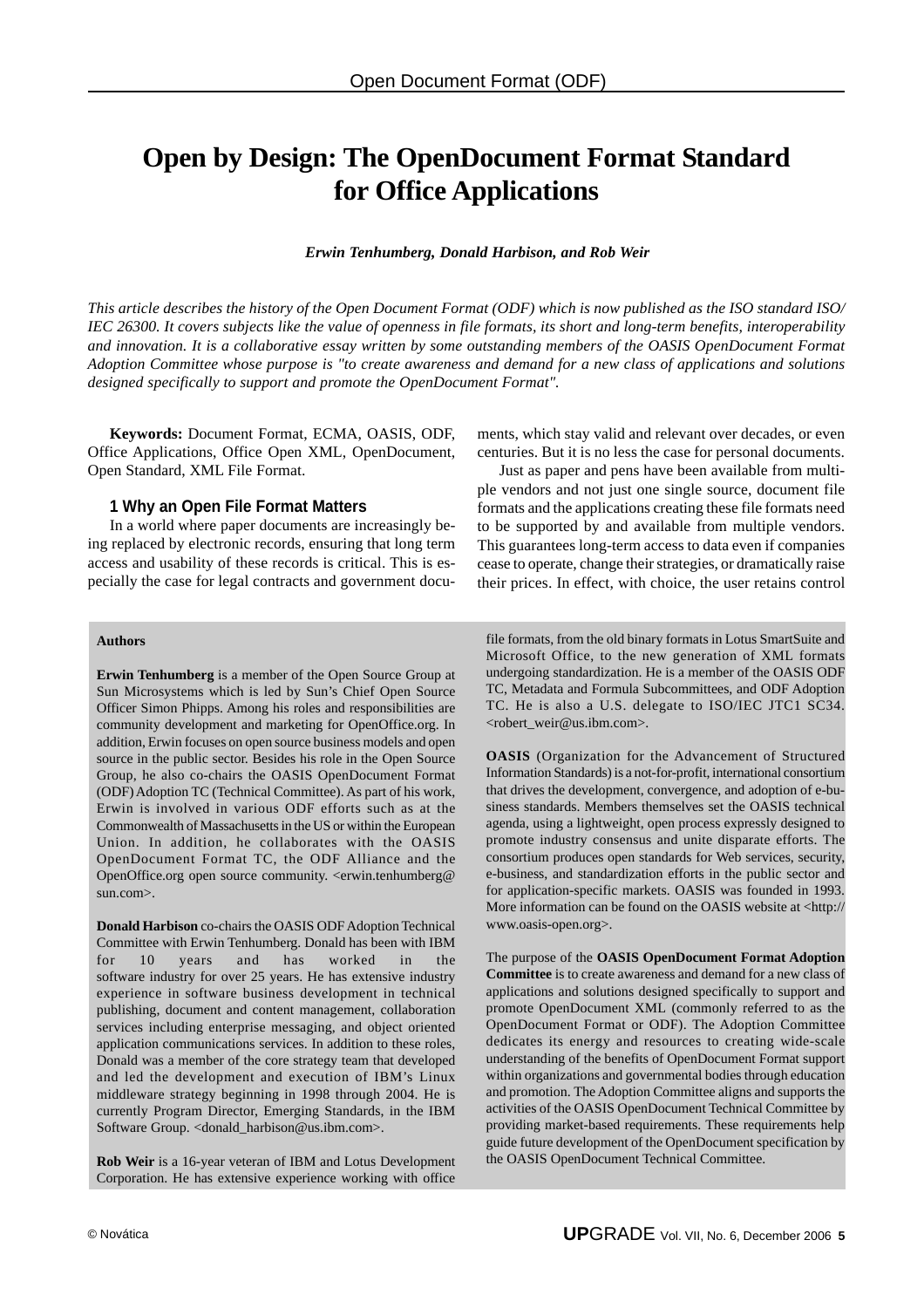# Open by Design: The OpenDocument Format Standard for Office Applications

***Erwin Tenhumberg, Donald Harbison, and Rob Weir***

*This article describes the history of the Open Document Format (ODF) which is now published as the ISO standard ISO/ IEC 26300. It covers subjects like the value of openness in file formats, its short and long-term benefits, interoperability and innovation. It is a collaborative essay written by some outstanding members of the OASIS OpenDocument Format Adoption Committee whose purpose is "to create awareness and demand for a new class of applications and solutions designed specifically to support and promote the OpenDocument Format".*

**Keywords:** Document Format, ECMA, OASIS, ODF, Office Applications, Office Open XML, OpenDocument, Open Standard, XML File Format.

### 1 Why an Open File Format Matters

In a world where paper documents are increasingly being replaced by electronic records, ensuring that long term access and usability of these records is critical. This is especially the case for legal contracts and government documents, which stay valid and relevant over decades, or even centuries. But it is no less the case for personal documents.

Just as paper and pens have been available from multiple vendors and not just one single source, document file formats and the applications creating these file formats need to be supported by and available from multiple vendors. This guarantees long-term access to data even if companies cease to operate, change their strategies, or dramatically raise their prices. In effect, with choice, the user retains control

---

**Authors**

**Erwin Tenhumberg** is a member of the Open Source Group at Sun Microsystems which is led by Sun's Chief Open Source Officer Simon Phipps. Among his roles and responsibilities are community development and marketing for OpenOffice.org. In addition, Erwin focuses on open source business models and open source in the public sector. Besides his role in the Open Source Group, he also co-chairs the OASIS OpenDocument Format (ODF) Adoption TC (Technical Committee). As part of his work, Erwin is involved in various ODF efforts such as at the Commonwealth of Massachusetts in the US or within the European Union. In addition, he collaborates with the OASIS OpenDocument Format TC, the ODF Alliance and the OpenOffice.org open source community. <erwin.tenhumberg@sun.com>.

**Donald Harbison** co-chairs the OASIS ODF Adoption Technical Committee with Erwin Tenhumberg. Donald has been with IBM for 10 years and has worked in the software industry for over 25 years. He has extensive industry experience in software business development in technical publishing, document and content management, collaboration services including enterprise messaging, and object oriented application communications services. In addition to these roles, Donald was a member of the core strategy team that developed and led the development and execution of IBM's Linux middleware strategy beginning in 1998 through 2004. He is currently Program Director, Emerging Standards, in the IBM Software Group. <donald_harbison@us.ibm.com>.

**Rob Weir** is a 16-year veteran of IBM and Lotus Development Corporation. He has extensive experience working with office file formats, from the old binary formats in Lotus SmartSuite and Microsoft Office, to the new generation of XML formats undergoing standardization. He is a member of the OASIS ODF TC, Metadata and Formula Subcommittees, and ODF Adoption TC. He is also a U.S. delegate to ISO/IEC JTC1 SC34. <robert_weir@us.ibm.com>.

**OASIS** (Organization for the Advancement of Structured Information Standards) is a not-for-profit, international consortium that drives the development, convergence, and adoption of e-business standards. Members themselves set the OASIS technical agenda, using a lightweight, open process expressly designed to promote industry consensus and unite disparate efforts. The consortium produces open standards for Web services, security, e-business, and standardization efforts in the public sector and for application-specific markets. OASIS was founded in 1993. More information can be found on the OASIS website at <http://www.oasis-open.org>.

The purpose of the **OASIS OpenDocument Format Adoption Committee** is to create awareness and demand for a new class of applications and solutions designed specifically to support and promote OpenDocument XML (commonly referred to as the OpenDocument Format or ODF). The Adoption Committee dedicates its energy and resources to creating wide-scale understanding of the benefits of OpenDocument Format support within organizations and governmental bodies through education and promotion. The Adoption Committee aligns and supports the activities of the OASIS OpenDocument Technical Committee by providing market-based requirements. These requirements help guide future development of the OpenDocument specification by the OASIS OpenDocument Technical Committee.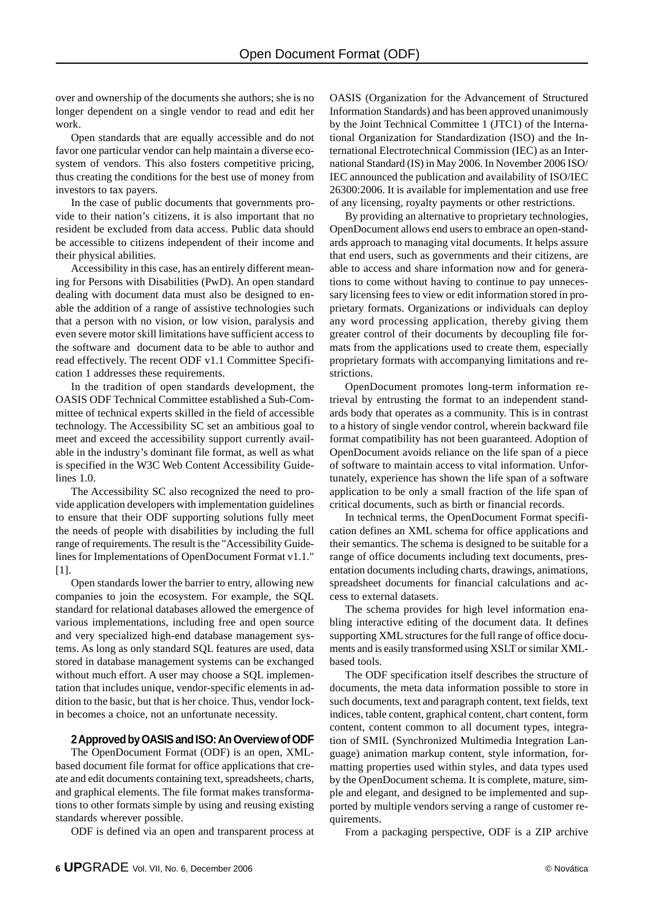over and ownership of the documents she authors; she is no longer dependent on a single vendor to read and edit her work.

Open standards that are equally accessible and do not favor one particular vendor can help maintain a diverse ecosystem of vendors. This also fosters competitive pricing, thus creating the conditions for the best use of money from investors to tax payers.

In the case of public documents that governments provide to their nation's citizens, it is also important that no resident be excluded from data access. Public data should be accessible to citizens independent of their income and their physical abilities.

Accessibility in this case, has an entirely different meaning for Persons with Disabilities (PwD). An open standard dealing with document data must also be designed to enable the addition of a range of assistive technologies such that a person with no vision, or low vision, paralysis and even severe motor skill limitations have sufficient access to the software and document data to be able to author and read effectively. The recent ODF v1.1 Committee Specification 1 addresses these requirements.

In the tradition of open standards development, the OASIS ODF Technical Committee established a Sub-Committee of technical experts skilled in the field of accessible technology. The Accessibility SC set an ambitious goal to meet and exceed the accessibility support currently available in the industry's dominant file format, as well as what is specified in the W3C Web Content Accessibility Guidelines 1.0.

The Accessibility SC also recognized the need to provide application developers with implementation guidelines to ensure that their ODF supporting solutions fully meet the needs of people with disabilities by including the full range of requirements. The result is the "Accessibility Guidelines for Implementations of OpenDocument Format v1.1." [1].

Open standards lower the barrier to entry, allowing new companies to join the ecosystem. For example, the SQL standard for relational databases allowed the emergence of various implementations, including free and open source and very specialized high-end database management systems. As long as only standard SQL features are used, data stored in database management systems can be exchanged without much effort. A user may choose a SQL implementation that includes unique, vendor-specific elements in addition to the basic, but that is her choice. Thus, vendor lock-in becomes a choice, not an unfortunate necessity.

## 2 Approved by OASIS and ISO: An Overview of ODF

The OpenDocument Format (ODF) is an open, XML-based document file format for office applications that create and edit documents containing text, spreadsheets, charts, and graphical elements. The file format makes transformations to other formats simple by using and reusing existing standards wherever possible.

ODF is defined via an open and transparent process at OASIS (Organization for the Advancement of Structured Information Standards) and has been approved unanimously by the Joint Technical Committee 1 (JTC1) of the International Organization for Standardization (ISO) and the International Electrotechnical Commission (IEC) as an International Standard (IS) in May 2006. In November 2006 ISO/IEC announced the publication and availability of ISO/IEC 26300:2006. It is available for implementation and use free of any licensing, royalty payments or other restrictions.

By providing an alternative to proprietary technologies, OpenDocument allows end users to embrace an open-standards approach to managing vital documents. It helps assure that end users, such as governments and their citizens, are able to access and share information now and for generations to come without having to continue to pay unnecessary licensing fees to view or edit information stored in proprietary formats. Organizations or individuals can deploy any word processing application, thereby giving them greater control of their documents by decoupling file formats from the applications used to create them, especially proprietary formats with accompanying limitations and restrictions.

OpenDocument promotes long-term information retrieval by entrusting the format to an independent standards body that operates as a community. This is in contrast to a history of single vendor control, wherein backward file format compatibility has not been guaranteed. Adoption of OpenDocument avoids reliance on the life span of a piece of software to maintain access to vital information. Unfortunately, experience has shown the life span of a software application to be only a small fraction of the life span of critical documents, such as birth or financial records.

In technical terms, the OpenDocument Format specification defines an XML schema for office applications and their semantics. The schema is designed to be suitable for a range of office documents including text documents, presentation documents including charts, drawings, animations, spreadsheet documents for financial calculations and access to external datasets.

The schema provides for high level information enabling interactive editing of the document data. It defines supporting XML structures for the full range of office documents and is easily transformed using XSLT or similar XML-based tools.

The ODF specification itself describes the structure of documents, the meta data information possible to store in such documents, text and paragraph content, text fields, text indices, table content, graphical content, chart content, form content, content common to all document types, integration of SMIL (Synchronized Multimedia Integration Language) animation markup content, style information, formatting properties used within styles, and data types used by the OpenDocument schema. It is complete, mature, simple and elegant, and designed to be implemented and supported by multiple vendors serving a range of customer requirements.

From a packaging perspective, ODF is a ZIP archive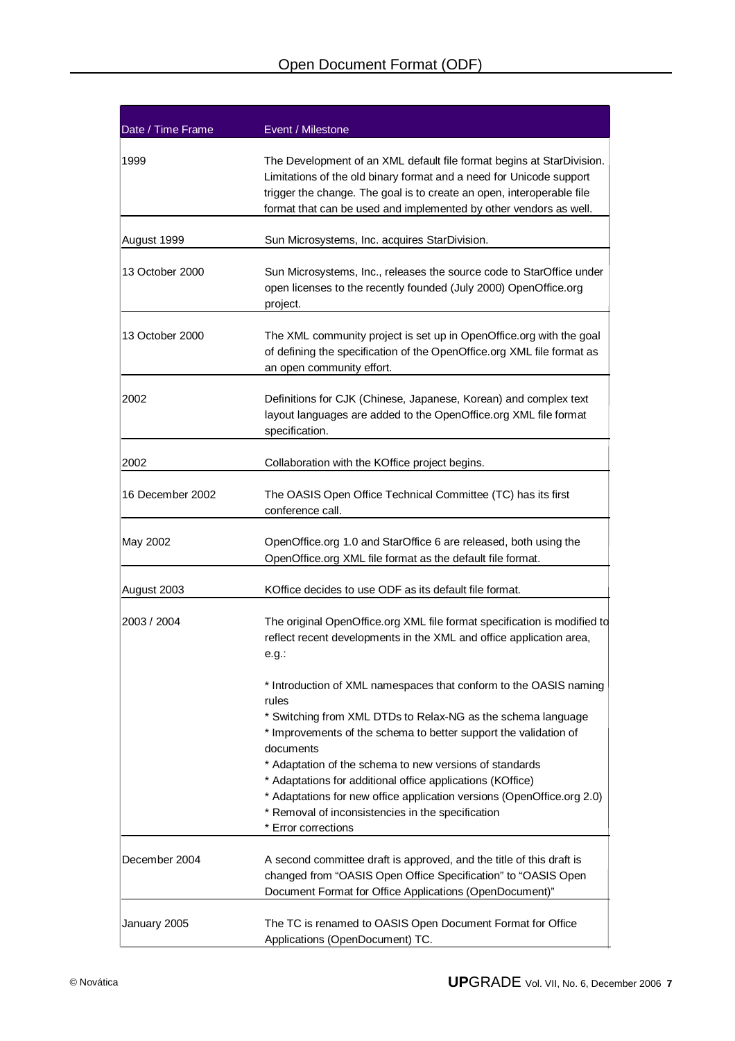| Date / Time Frame | Event / Milestone |
|---|---|
| 1999 | The Development of an XML default file format begins at StarDivision. Limitations of the old binary format and a need for Unicode support trigger the change. The goal is to create an open, interoperable file format that can be used and implemented by other vendors as well. |
| August 1999 | Sun Microsystems, Inc. acquires StarDivision. |
| 13 October 2000 | Sun Microsystems, Inc., releases the source code to StarOffice under open licenses to the recently founded (July 2000) OpenOffice.org project. |
| 13 October 2000 | The XML community project is set up in OpenOffice.org with the goal of defining the specification of the OpenOffice.org XML file format as an open community effort. |
| 2002 | Definitions for CJK (Chinese, Japanese, Korean) and complex text layout languages are added to the OpenOffice.org XML file format specification. |
| 2002 | Collaboration with the KOffice project begins. |
| 16 December 2002 | The OASIS Open Office Technical Committee (TC) has its first conference call. |
| May 2002 | OpenOffice.org 1.0 and StarOffice 6 are released, both using the OpenOffice.org XML file format as the default file format. |
| August 2003 | KOffice decides to use ODF as its default file format. |
| 2003 / 2004 | The original OpenOffice.org XML file format specification is modified to reflect recent developments in the XML and office application area, e.g.:<br><br>* Introduction of XML namespaces that conform to the OASIS naming rules<br>* Switching from XML DTDs to Relax-NG as the schema language<br>* Improvements of the schema to better support the validation of documents<br>* Adaptation of the schema to new versions of standards<br>* Adaptations for additional office applications (KOffice)<br>* Adaptations for new office application versions (OpenOffice.org 2.0)<br>* Removal of inconsistencies in the specification<br>* Error corrections |
| December 2004 | A second committee draft is approved, and the title of this draft is changed from "OASIS Open Office Specification" to "OASIS Open Document Format for Office Applications (OpenDocument)" |
| January 2005 | The TC is renamed to OASIS Open Document Format for Office Applications (OpenDocument) TC. |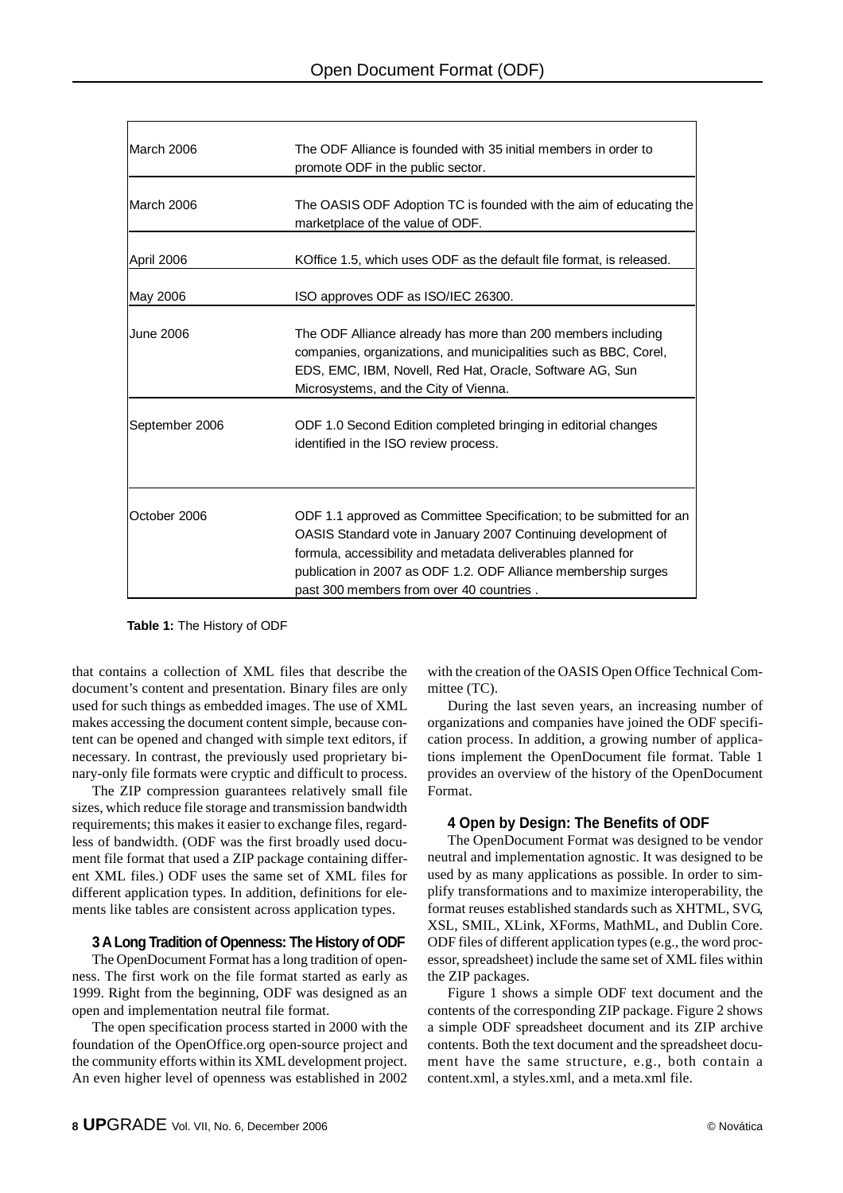| | |
|---|---|
| March 2006 | The ODF Alliance is founded with 35 initial members in order to promote ODF in the public sector. |
| March 2006 | The OASIS ODF Adoption TC is founded with the aim of educating the marketplace of the value of ODF. |
| April 2006 | KOffice 1.5, which uses ODF as the default file format, is released. |
| May 2006 | ISO approves ODF as ISO/IEC 26300. |
| June 2006 | The ODF Alliance already has more than 200 members including companies, organizations, and municipalities such as BBC, Corel, EDS, EMC, IBM, Novell, Red Hat, Oracle, Software AG, Sun Microsystems, and the City of Vienna. |
| September 2006 | ODF 1.0 Second Edition completed bringing in editorial changes identified in the ISO review process. |
| October 2006 | ODF 1.1 approved as Committee Specification; to be submitted for an OASIS Standard vote in January 2007 Continuing development of formula, accessibility and metadata deliverables planned for publication in 2007 as ODF 1.2. ODF Alliance membership surges past 300 members from over 40 countries . |

**Table 1:** The History of ODF

that contains a collection of XML files that describe the document's content and presentation. Binary files are only used for such things as embedded images. The use of XML makes accessing the document content simple, because content can be opened and changed with simple text editors, if necessary. In contrast, the previously used proprietary binary-only file formats were cryptic and difficult to process.

The ZIP compression guarantees relatively small file sizes, which reduce file storage and transmission bandwidth requirements; this makes it easier to exchange files, regardless of bandwidth. (ODF was the first broadly used document file format that used a ZIP package containing different XML files.) ODF uses the same set of XML files for different application types. In addition, definitions for elements like tables are consistent across application types.

### 3 A Long Tradition of Openness: The History of ODF

The OpenDocument Format has a long tradition of openness. The first work on the file format started as early as 1999. Right from the beginning, ODF was designed as an open and implementation neutral file format.

The open specification process started in 2000 with the foundation of the OpenOffice.org open-source project and the community efforts within its XML development project. An even higher level of openness was established in 2002 with the creation of the OASIS Open Office Technical Committee (TC).

During the last seven years, an increasing number of organizations and companies have joined the ODF specification process. In addition, a growing number of applications implement the OpenDocument file format. Table 1 provides an overview of the history of the OpenDocument Format.

### 4 Open by Design: The Benefits of ODF

The OpenDocument Format was designed to be vendor neutral and implementation agnostic. It was designed to be used by as many applications as possible. In order to simplify transformations and to maximize interoperability, the format reuses established standards such as XHTML, SVG, XSL, SMIL, XLink, XForms, MathML, and Dublin Core. ODF files of different application types (e.g., the word processor, spreadsheet) include the same set of XML files within the ZIP packages.

Figure 1 shows a simple ODF text document and the contents of the corresponding ZIP package. Figure 2 shows a simple ODF spreadsheet document and its ZIP archive contents. Both the text document and the spreadsheet document have the same structure, e.g., both contain a content.xml, a styles.xml, and a meta.xml file.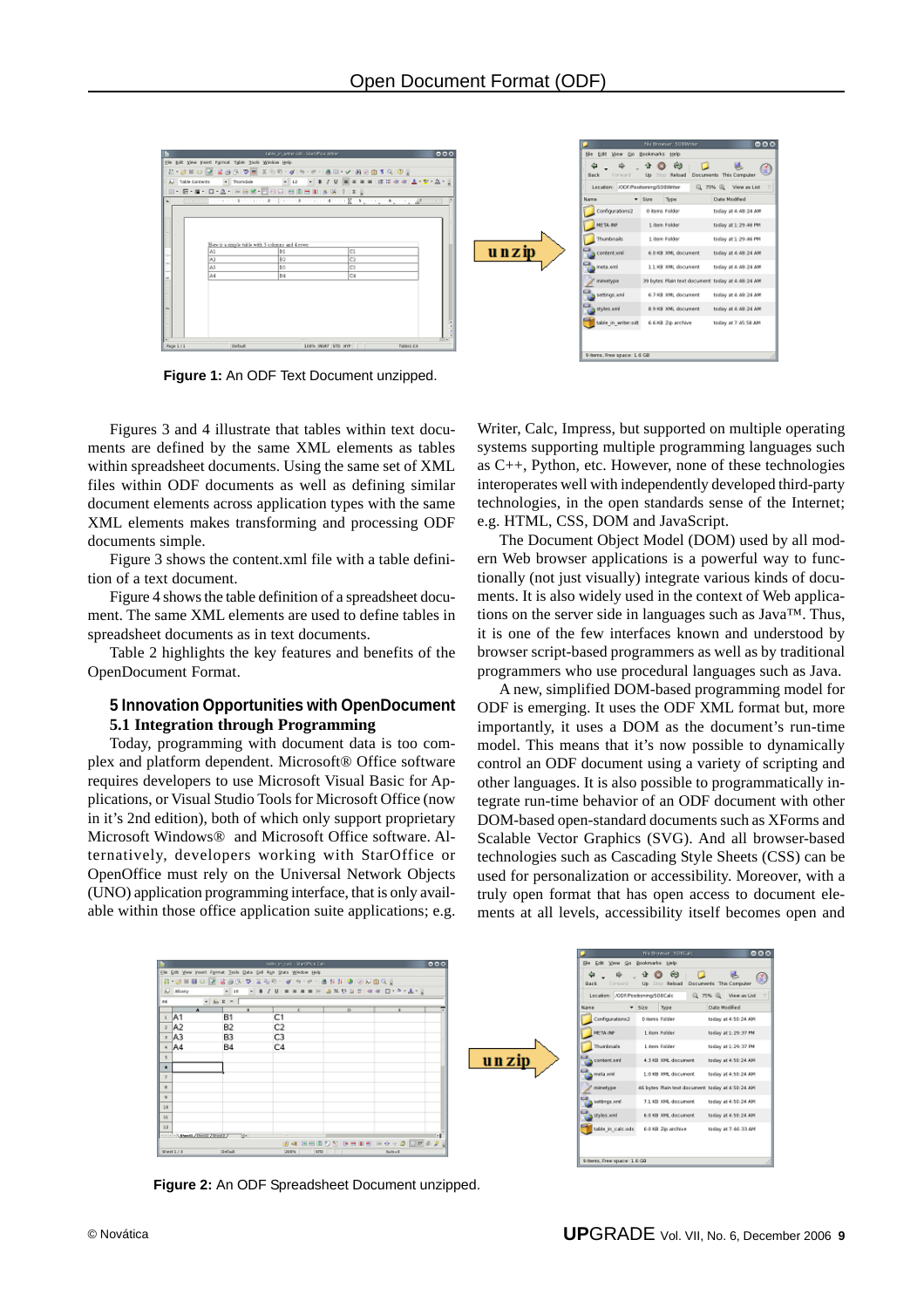**Figure 1:** An ODF Text Document unzipped.

Figures 3 and 4 illustrate that tables within text documents are defined by the same XML elements as tables within spreadsheet documents. Using the same set of XML files within ODF documents as well as defining similar document elements across application types with the same XML elements makes transforming and processing ODF documents simple.

Figure 3 shows the content.xml file with a table definition of a text document.

Figure 4 shows the table definition of a spreadsheet document. The same XML elements are used to define tables in spreadsheet documents as in text documents.

Table 2 highlights the key features and benefits of the OpenDocument Format.

## 5 Innovation Opportunities with OpenDocument

### 5.1 Integration through Programming

Today, programming with document data is too complex and platform dependent. Microsoft® Office software requires developers to use Microsoft Visual Basic for Applications, or Visual Studio Tools for Microsoft Office (now in it's 2nd edition), both of which only support proprietary Microsoft Windows® and Microsoft Office software. Alternatively, developers working with StarOffice or OpenOffice must rely on the Universal Network Objects (UNO) application programming interface, that is only available within those office application suite applications; e.g. Writer, Calc, Impress, but supported on multiple operating systems supporting multiple programming languages such as C++, Python, etc. However, none of these technologies interoperates well with independently developed third-party technologies, in the open standards sense of the Internet; e.g. HTML, CSS, DOM and JavaScript.

The Document Object Model (DOM) used by all modern Web browser applications is a powerful way to functionally (not just visually) integrate various kinds of documents. It is also widely used in the context of Web applications on the server side in languages such as Java™. Thus, it is one of the few interfaces known and understood by browser script-based programmers as well as by traditional programmers who use procedural languages such as Java.

A new, simplified DOM-based programming model for ODF is emerging. It uses the ODF XML format but, more importantly, it uses a DOM as the document's run-time model. This means that it's now possible to dynamically control an ODF document using a variety of scripting and other languages. It is also possible to programmatically integrate run-time behavior of an ODF document with other DOM-based open-standard documents such as XForms and Scalable Vector Graphics (SVG). And all browser-based technologies such as Cascading Style Sheets (CSS) can be used for personalization or accessibility. Moreover, with a truly open format that has open access to document elements at all levels, accessibility itself becomes open and

**Figure 2:** An ODF Spreadsheet Document unzipped.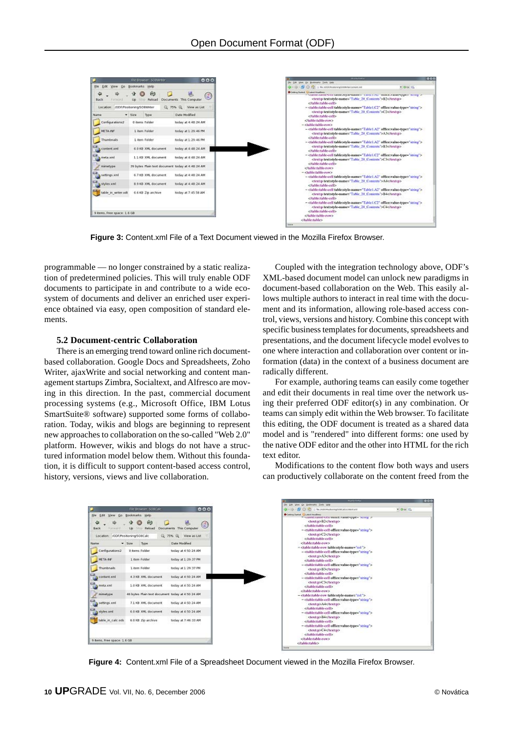**Figure 3:** Content.xml File of a Text Document viewed in the Mozilla Firefox Browser.

programmable — no longer constrained by a static realization of predetermined policies. This will truly enable ODF documents to participate in and contribute to a wide ecosystem of documents and deliver an enriched user experience obtained via easy, open composition of standard elements.

### 5.2 Document-centric Collaboration

There is an emerging trend toward online rich document-based collaboration. Google Docs and Spreadsheets, Zoho Writer, ajaxWrite and social networking and content management startups Zimbra, Socialtext, and Alfresco are moving in this direction. In the past, commercial document processing systems (e.g., Microsoft Office, IBM Lotus SmartSuite® software) supported some forms of collaboration. Today, wikis and blogs are beginning to represent new approaches to collaboration on the so-called "Web 2.0" platform. However, wikis and blogs do not have a structured information model below them. Without this foundation, it is difficult to support content-based access control, history, versions, views and live collaboration.

Coupled with the integration technology above, ODF's XML-based document model can unlock new paradigms in document-based collaboration on the Web. This easily allows multiple authors to interact in real time with the document and its information, allowing role-based access control, views, versions and history. Combine this concept with specific business templates for documents, spreadsheets and presentations, and the document lifecycle model evolves to one where interaction and collaboration over content or information (data) in the context of a business document are radically different.

For example, authoring teams can easily come together and edit their documents in real time over the network using their preferred ODF editor(s) in any combination. Or teams can simply edit within the Web browser. To facilitate this editing, the ODF document is treated as a shared data model and is "rendered" into different forms: one used by the native ODF editor and the other into HTML for the rich text editor.

Modifications to the content flow both ways and users can productively collaborate on the content freed from the

**Figure 4:** Content.xml File of a Spreadsheet Document viewed in the Mozilla Firefox Browser.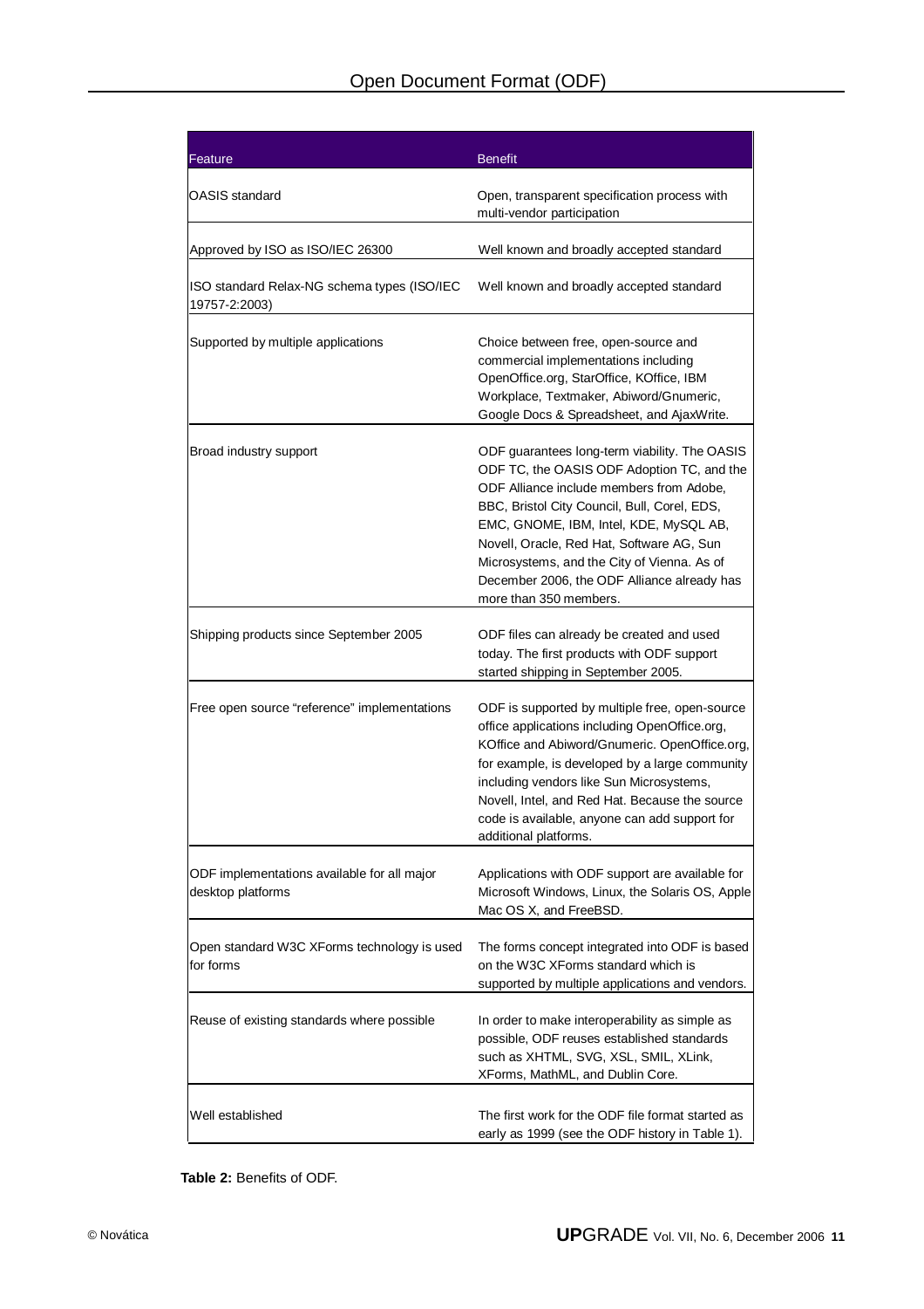| Feature | Benefit |
| --- | --- |
| OASIS standard | Open, transparent specification process with multi-vendor participation |
| Approved by ISO as ISO/IEC 26300 | Well known and broadly accepted standard |
| ISO standard Relax-NG schema types (ISO/IEC 19757-2:2003) | Well known and broadly accepted standard |
| Supported by multiple applications | Choice between free, open-source and commercial implementations including OpenOffice.org, StarOffice, KOffice, IBM Workplace, Textmaker, Abiword/Gnumeric, Google Docs & Spreadsheet, and AjaxWrite. |
| Broad industry support | ODF guarantees long-term viability. The OASIS ODF TC, the OASIS ODF Adoption TC, and the ODF Alliance include members from Adobe, BBC, Bristol City Council, Bull, Corel, EDS, EMC, GNOME, IBM, Intel, KDE, MySQL AB, Novell, Oracle, Red Hat, Software AG, Sun Microsystems, and the City of Vienna. As of December 2006, the ODF Alliance already has more than 350 members. |
| Shipping products since September 2005 | ODF files can already be created and used today. The first products with ODF support started shipping in September 2005. |
| Free open source "reference" implementations | ODF is supported by multiple free, open-source office applications including OpenOffice.org, KOffice and Abiword/Gnumeric. OpenOffice.org, for example, is developed by a large community including vendors like Sun Microsystems, Novell, Intel, and Red Hat. Because the source code is available, anyone can add support for additional platforms. |
| ODF implementations available for all major desktop platforms | Applications with ODF support are available for Microsoft Windows, Linux, the Solaris OS, Apple Mac OS X, and FreeBSD. |
| Open standard W3C XForms technology is used for forms | The forms concept integrated into ODF is based on the W3C XForms standard which is supported by multiple applications and vendors. |
| Reuse of existing standards where possible | In order to make interoperability as simple as possible, ODF reuses established standards such as XHTML, SVG, XSL, SMIL, XLink, XForms, MathML, and Dublin Core. |
| Well established | The first work for the ODF file format started as early as 1999 (see the ODF history in Table 1). |

**Table 2:** Benefits of ODF.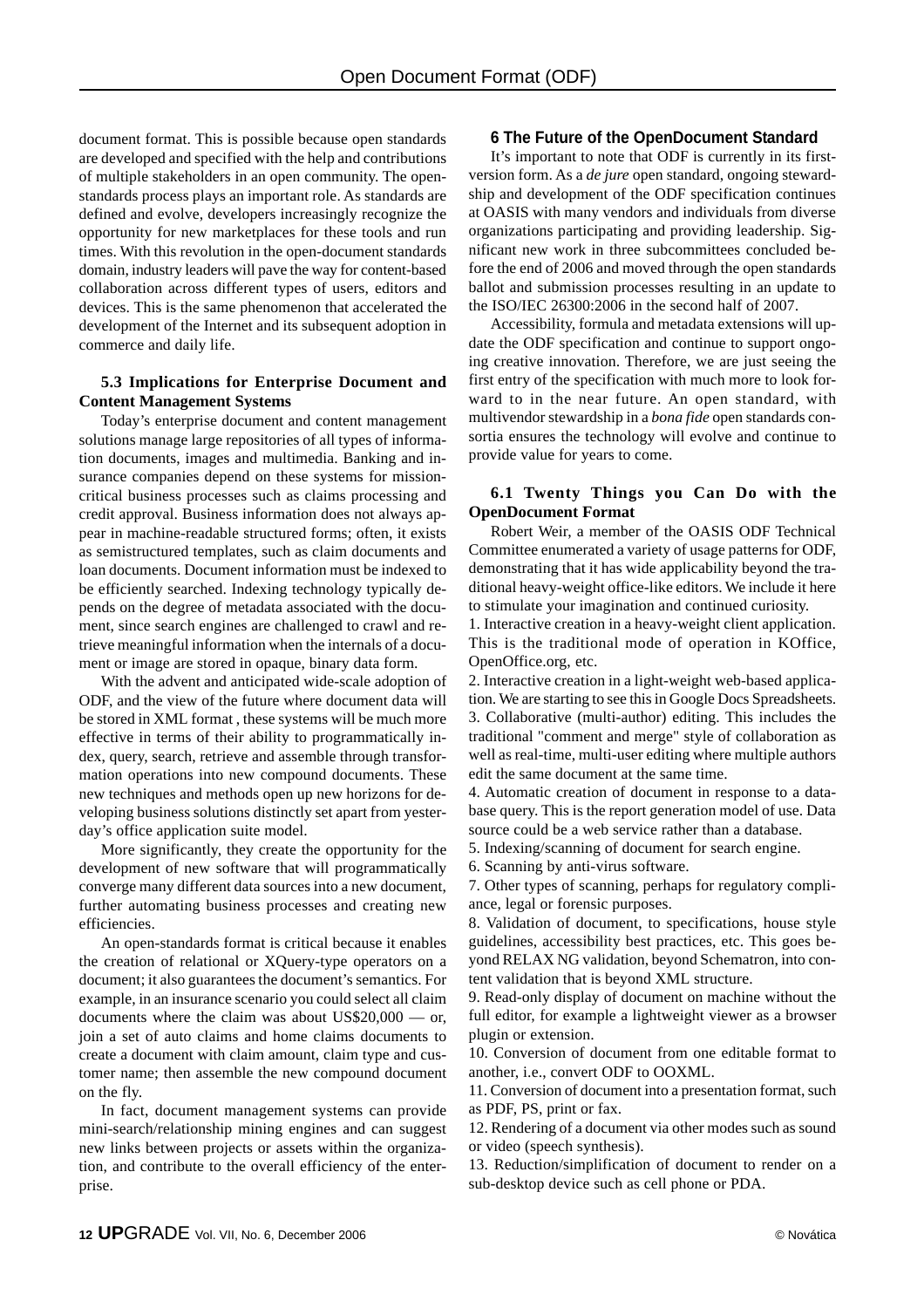document format. This is possible because open standards are developed and specified with the help and contributions of multiple stakeholders in an open community. The open-standards process plays an important role. As standards are defined and evolve, developers increasingly recognize the opportunity for new marketplaces for these tools and run times. With this revolution in the open-document standards domain, industry leaders will pave the way for content-based collaboration across different types of users, editors and devices. This is the same phenomenon that accelerated the development of the Internet and its subsequent adoption in commerce and daily life.

### 5.3 Implications for Enterprise Document and Content Management Systems

Today's enterprise document and content management solutions manage large repositories of all types of information documents, images and multimedia. Banking and insurance companies depend on these systems for mission-critical business processes such as claims processing and credit approval. Business information does not always appear in machine-readable structured forms; often, it exists as semistructured templates, such as claim documents and loan documents. Document information must be indexed to be efficiently searched. Indexing technology typically depends on the degree of metadata associated with the document, since search engines are challenged to crawl and retrieve meaningful information when the internals of a document or image are stored in opaque, binary data form.

With the advent and anticipated wide-scale adoption of ODF, and the view of the future where document data will be stored in XML format , these systems will be much more effective in terms of their ability to programmatically index, query, search, retrieve and assemble through transformation operations into new compound documents. These new techniques and methods open up new horizons for developing business solutions distinctly set apart from yesterday's office application suite model.

More significantly, they create the opportunity for the development of new software that will programmatically converge many different data sources into a new document, further automating business processes and creating new efficiencies.

An open-standards format is critical because it enables the creation of relational or XQuery-type operators on a document; it also guarantees the document's semantics. For example, in an insurance scenario you could select all claim documents where the claim was about US$20,000 — or, join a set of auto claims and home claims documents to create a document with claim amount, claim type and customer name; then assemble the new compound document on the fly.

In fact, document management systems can provide mini-search/relationship mining engines and can suggest new links between projects or assets within the organization, and contribute to the overall efficiency of the enterprise.

## 6 The Future of the OpenDocument Standard

It's important to note that ODF is currently in its first-version form. As a *de jure* open standard, ongoing stewardship and development of the ODF specification continues at OASIS with many vendors and individuals from diverse organizations participating and providing leadership. Significant new work in three subcommittees concluded before the end of 2006 and moved through the open standards ballot and submission processes resulting in an update to the ISO/IEC 26300:2006 in the second half of 2007.

Accessibility, formula and metadata extensions will update the ODF specification and continue to support ongoing creative innovation. Therefore, we are just seeing the first entry of the specification with much more to look forward to in the near future. An open standard, with multivendor stewardship in a *bona fide* open standards consortia ensures the technology will evolve and continue to provide value for years to come.

### 6.1 Twenty Things you Can Do with the OpenDocument Format

Robert Weir, a member of the OASIS ODF Technical Committee enumerated a variety of usage patterns for ODF, demonstrating that it has wide applicability beyond the traditional heavy-weight office-like editors. We include it here to stimulate your imagination and continued curiosity.

1. Interactive creation in a heavy-weight client application. This is the traditional mode of operation in KOffice, OpenOffice.org, etc.
2. Interactive creation in a light-weight web-based application. We are starting to see this in Google Docs Spreadsheets.
3. Collaborative (multi-author) editing. This includes the traditional "comment and merge" style of collaboration as well as real-time, multi-user editing where multiple authors edit the same document at the same time.
4. Automatic creation of document in response to a database query. This is the report generation model of use. Data source could be a web service rather than a database.
5. Indexing/scanning of document for search engine.
6. Scanning by anti-virus software.
7. Other types of scanning, perhaps for regulatory compliance, legal or forensic purposes.
8. Validation of document, to specifications, house style guidelines, accessibility best practices, etc. This goes beyond RELAX NG validation, beyond Schematron, into content validation that is beyond XML structure.
9. Read-only display of document on machine without the full editor, for example a lightweight viewer as a browser plugin or extension.
10. Conversion of document from one editable format to another, i.e., convert ODF to OOXML.
11. Conversion of document into a presentation format, such as PDF, PS, print or fax.
12. Rendering of a document via other modes such as sound or video (speech synthesis).
13. Reduction/simplification of document to render on a sub-desktop device such as cell phone or PDA.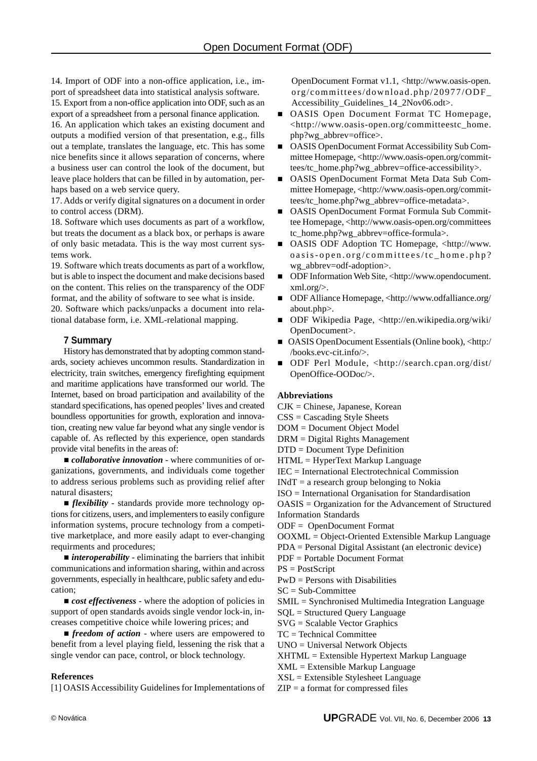14. Import of ODF into a non-office application, i.e., import of spreadsheet data into statistical analysis software.

15. Export from a non-office application into ODF, such as an export of a spreadsheet from a personal finance application.

16. An application which takes an existing document and outputs a modified version of that presentation, e.g., fills out a template, translates the language, etc. This has some nice benefits since it allows separation of concerns, where a business user can control the look of the document, but leave place holders that can be filled in by automation, perhaps based on a web service query.

17. Adds or verify digital signatures on a document in order to control access (DRM).

18. Software which uses documents as part of a workflow, but treats the document as a black box, or perhaps is aware of only basic metadata. This is the way most current systems work.

19. Software which treats documents as part of a workflow, but is able to inspect the document and make decisions based on the content. This relies on the transparency of the ODF format, and the ability of software to see what is inside.

20. Software which packs/unpacks a document into relational database form, i.e. XML-relational mapping.

## 7 Summary

History has demonstrated that by adopting common standards, society achieves uncommon results. Standardization in electricity, train switches, emergency firefighting equipment and maritime applications have transformed our world. The Internet, based on broad participation and availability of the standard specifications, has opened peoples' lives and created boundless opportunities for growth, exploration and innovation, creating new value far beyond what any single vendor is capable of. As reflected by this experience, open standards provide vital benefits in the areas of:

- ***collaborative innovation*** - where communities of organizations, governments, and individuals come together to address serious problems such as providing relief after natural disasters;
- ***flexibility*** - standards provide more technology options for citizens, users, and implementers to easily configure information systems, procure technology from a competitive marketplace, and more easily adapt to ever-changing requirments and procedures;
- ***interoperability*** - eliminating the barriers that inhibit communications and information sharing, within and across governments, especially in healthcare, public safety and education;
- ***cost effectiveness*** - where the adoption of policies in support of open standards avoids single vendor lock-in, increases competitive choice while lowering prices; and
- ***freedom of action*** - where users are empowered to benefit from a level playing field, lessening the risk that a single vendor can pace, control, or block technology.

### References

[1] OASIS Accessibility Guidelines for Implementations of OpenDocument Format v1.1, <http://www.oasis-open.org/committees/download.php/20977/ODF_Accessibility_Guidelines_14_2Nov06.odt>.

- OASIS Open Document Format TC Homepage, <http://www.oasis-open.org/committeestc_home.php?wg_abbrev=office>.
- OASIS OpenDocument Format Accessibility Sub Committee Homepage, <http://www.oasis-open.org/committees/tc_home.php?wg_abbrev=office-accessibility>.
- OASIS OpenDocument Format Meta Data Sub Committee Homepage, <http://www.oasis-open.org/committees/tc_home.php?wg_abbrev=office-metadata>.
- OASIS OpenDocument Format Formula Sub Committee Homepage, <http://www.oasis-open.org/committees tc_home.php?wg_abbrev=office-formula>.
- OASIS ODF Adoption TC Homepage, <http://www.oasis-open.org/committees/tc_home.php?wg_abbrev=odf-adoption>.
- ODF Information Web Site, <http://www.opendocument.xml.org/>.
- ODF Alliance Homepage, <http://www.odfalliance.org/about.php>.
- ODF Wikipedia Page, <http://en.wikipedia.org/wiki/OpenDocument>.
- OASIS OpenDocument Essentials (Online book), <http://books.evc-cit.info/>.
- ODF Perl Module, <http://search.cpan.org/dist/OpenOffice-OODoc/>.

### Abbreviations

CJK = Chinese, Japanese, Korean
CSS = Cascading Style Sheets
DOM = Document Object Model
DRM = Digital Rights Management
DTD = Document Type Definition
HTML = HyperText Markup Language
IEC = International Electrotechnical Commission
INdT = a research group belonging to Nokia
ISO = International Organisation for Standardisation
OASIS = Organization for the Advancement of Structured Information Standards
ODF = OpenDocument Format
OOXML = Object-Oriented Extensible Markup Language
PDA = Personal Digital Assistant (an electronic device)
PDF = Portable Document Format
PS = PostScript
PwD = Persons with Disabilities
SC = Sub-Committee
SMIL = Synchronised Multimedia Integration Language
SQL = Structured Query Language
SVG = Scalable Vector Graphics
TC = Technical Committee
UNO = Universal Network Objects
XHTML = Extensible Hypertext Markup Language
XML = Extensible Markup Language
XSL = Extensible Stylesheet Language
ZIP = a format for compressed files